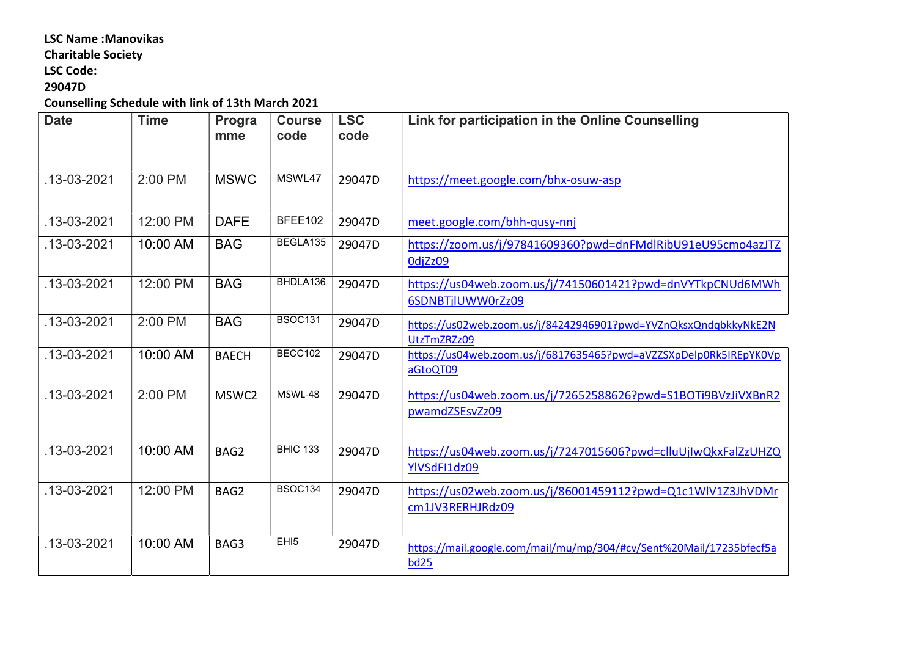**LSC Name :Manovikas**

**Charitable Society**

**LSC Code:**

**29047D**

**Counselling Schedule with link of 13th March 2021**

| Date | Time | Programme | Course code | LSC code | Link for participation in the Online Counselling |
|---|---|---|---|---|---|
| .13-03-2021 | 2:00 PM | MSWC | MSWL47 | 29047D | https://meet.google.com/bhx-osuw-asp |
| .13-03-2021 | 12:00 PM | DAFE | BFEE102 | 29047D | meet.google.com/bhh-qusy-nnj |
| .13-03-2021 | 10:00 AM | BAG | BEGLA135 | 29047D | https://zoom.us/j/97841609360?pwd=dnFMdlRibU91eU95cmo4azJTZ0djZz09 |
| .13-03-2021 | 12:00 PM | BAG | BHDLA136 | 29047D | https://us04web.zoom.us/j/74150601421?pwd=dnVYTkpCNUd6MWh6SDNBTjlUWW0rZz09 |
| .13-03-2021 | 2:00 PM | BAG | BSOC131 | 29047D | https://us02web.zoom.us/j/84242946901?pwd=YVZnQksxQndqbkkyNkE2NUtzTmZRZz09 |
| .13-03-2021 | 10:00 AM | BAECH | BECC102 | 29047D | https://us04web.zoom.us/j/6817635465?pwd=aVZZSXpDelp0Rk5IREpYK0VpaGtoQT09 |
| .13-03-2021 | 2:00 PM | MSWC2 | MSWL-48 | 29047D | https://us04web.zoom.us/j/72652588626?pwd=S1BOTi9BVzJiVXBnR2pwamdZSEsvZz09 |
| .13-03-2021 | 10:00 AM | BAG2 | BHIC 133 | 29047D | https://us04web.zoom.us/j/7247015606?pwd=clluUjlwQkxFalZzUHZQYlVSdFI1dz09 |
| .13-03-2021 | 12:00 PM | BAG2 | BSOC134 | 29047D | https://us02web.zoom.us/j/86001459112?pwd=Q1c1WlV1Z3JhVDMrcm1JV3RERHJRdz09 |
| .13-03-2021 | 10:00 AM | BAG3 | EHI5 | 29047D | https://mail.google.com/mail/mu/mp/304/#cv/Sent%20Mail/17235bfecf5abd25 |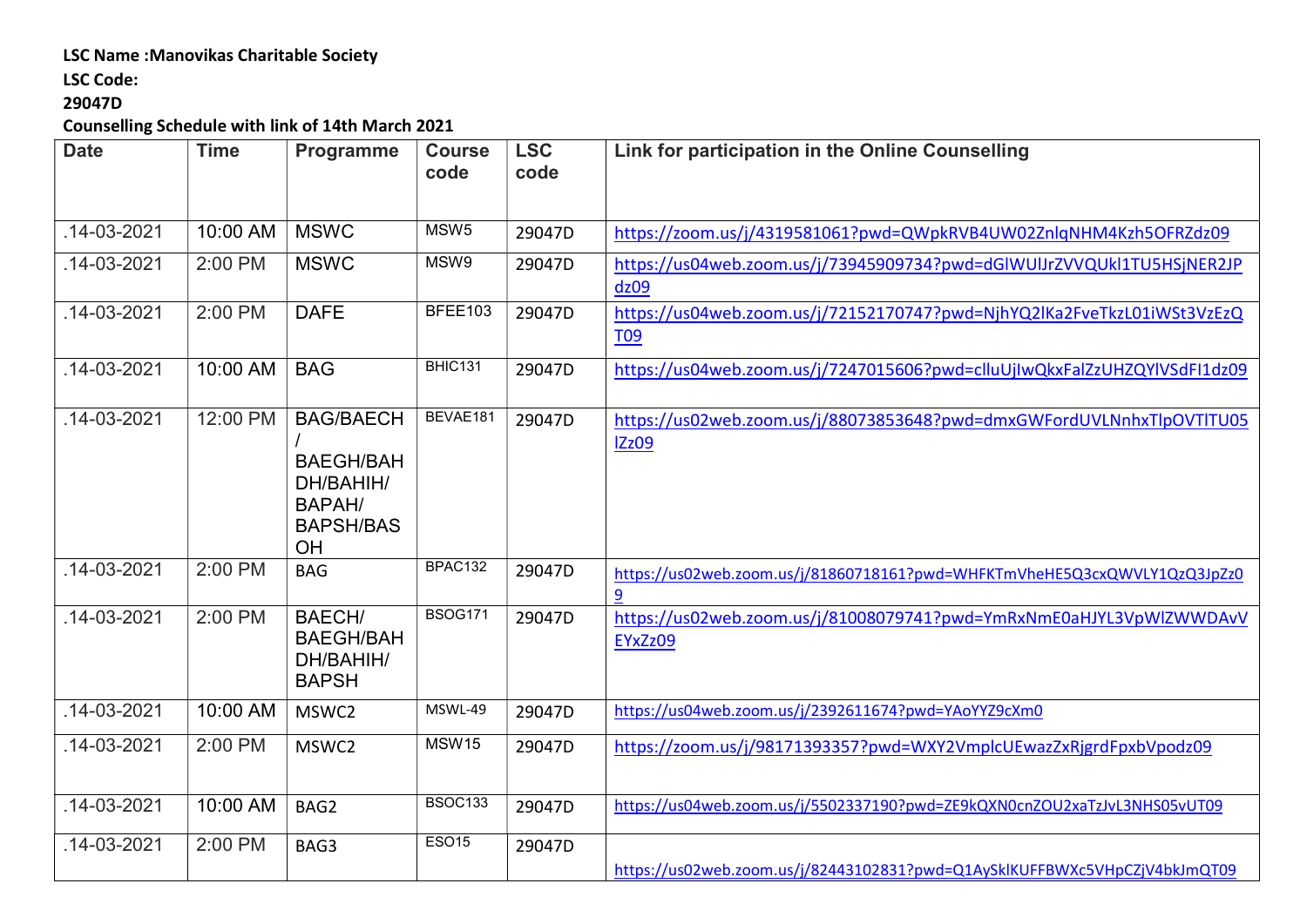**LSC Name :Manovikas Charitable Society**

**LSC Code:**

**29047D**

**Counselling Schedule with link of 14th March 2021**

| Date | Time | Programme | Course code | LSC code | Link for participation in the Online Counselling |
|---|---|---|---|---|---|
| .14-03-2021 | 10:00 AM | MSWC | MSW5 | 29047D | https://zoom.us/j/4319581061?pwd=QWpkRVB4UW02ZnlqNHM4Kzh5OFRZdz09 |
| .14-03-2021 | 2:00 PM | MSWC | MSW9 | 29047D | https://us04web.zoom.us/j/73945909734?pwd=dGlWUlJrZVVQUkl1TU5HSjNER2JPdz09 |
| .14-03-2021 | 2:00 PM | DAFE | BFEE103 | 29047D | https://us04web.zoom.us/j/72152170747?pwd=NjhYQ2lKa2FveTkzL01iWSt3VzEzQT09 |
| .14-03-2021 | 10:00 AM | BAG | BHIC131 | 29047D | https://us04web.zoom.us/j/7247015606?pwd=clluUjIwQkxFalZzUHZQYlVSdFI1dz09 |
| .14-03-2021 | 12:00 PM | BAG/BAECH/ BAEGH/BAHDH/BAHIH/ BAPAH/ BAPSH/BASOH | BEVAE181 | 29047D | https://us02web.zoom.us/j/88073853648?pwd=dmxGWFordUVLNnhxTlpOVTlTU05lZz09 |
| .14-03-2021 | 2:00 PM | BAG | BPAC132 | 29047D | https://us02web.zoom.us/j/81860718161?pwd=WHFKTmVheHE5Q3cxQWVLY1QzQ3JpZz09 |
| .14-03-2021 | 2:00 PM | BAECH/ BAEGH/BAHDH/BAHIH/ BAPSH | BSOG171 | 29047D | https://us02web.zoom.us/j/81008079741?pwd=YmRxNmE0aHJYL3VpWlZWWDAvVEYxZz09 |
| .14-03-2021 | 10:00 AM | MSWC2 | MSWL-49 | 29047D | https://us04web.zoom.us/j/2392611674?pwd=YAoYYZ9cXm0 |
| .14-03-2021 | 2:00 PM | MSWC2 | MSW15 | 29047D | https://zoom.us/j/98171393357?pwd=WXY2VmplcUEwazZxRjgrdFpxbVpodz09 |
| .14-03-2021 | 10:00 AM | BAG2 | BSOC133 | 29047D | https://us04web.zoom.us/j/5502337190?pwd=ZE9kQXN0cnZOU2xaTzJvL3NHS05vUT09 |
| .14-03-2021 | 2:00 PM | BAG3 | ESO15 | 29047D | https://us02web.zoom.us/j/82443102831?pwd=Q1AySklKUFFBWXc5VHpCZjV4bkJmQT09 |